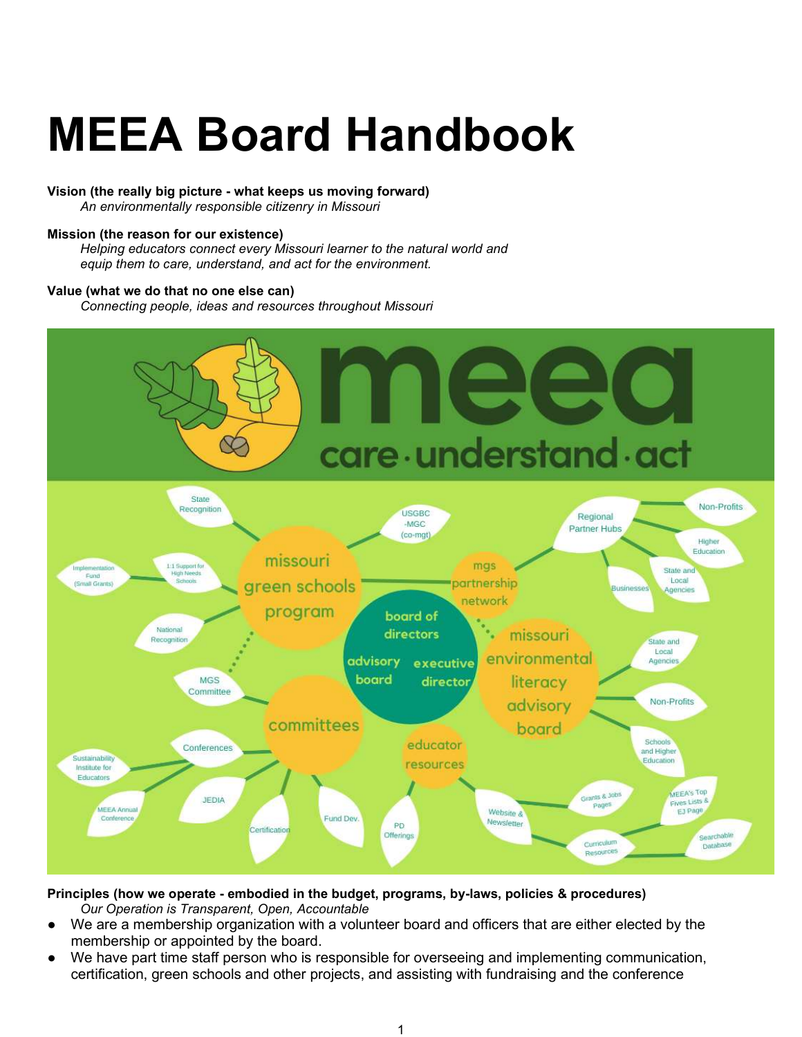# MEEA Board Handbook

**Vision (the really big picture - what keeps us moving forward)**

*An environmentally responsible citizenry in Missouri*

**Mission (the reason for our existence)**

*Helping educators connect every Missouri learner to the natural world and equip them to care, understand, and act for the environment.*

**Value (what we do that no one else can)**

*Connecting people, ideas and resources throughout Missouri*

**Principles (how we operate - embodied in the budget, programs, by-laws, policies & procedures)**

*Our Operation is Transparent, Open, Accountable*

- We are a membership organization with a volunteer board and officers that are either elected by the membership or appointed by the board.
- We have part time staff person who is responsible for overseeing and implementing communication, certification, green schools and other projects, and assisting with fundraising and the conference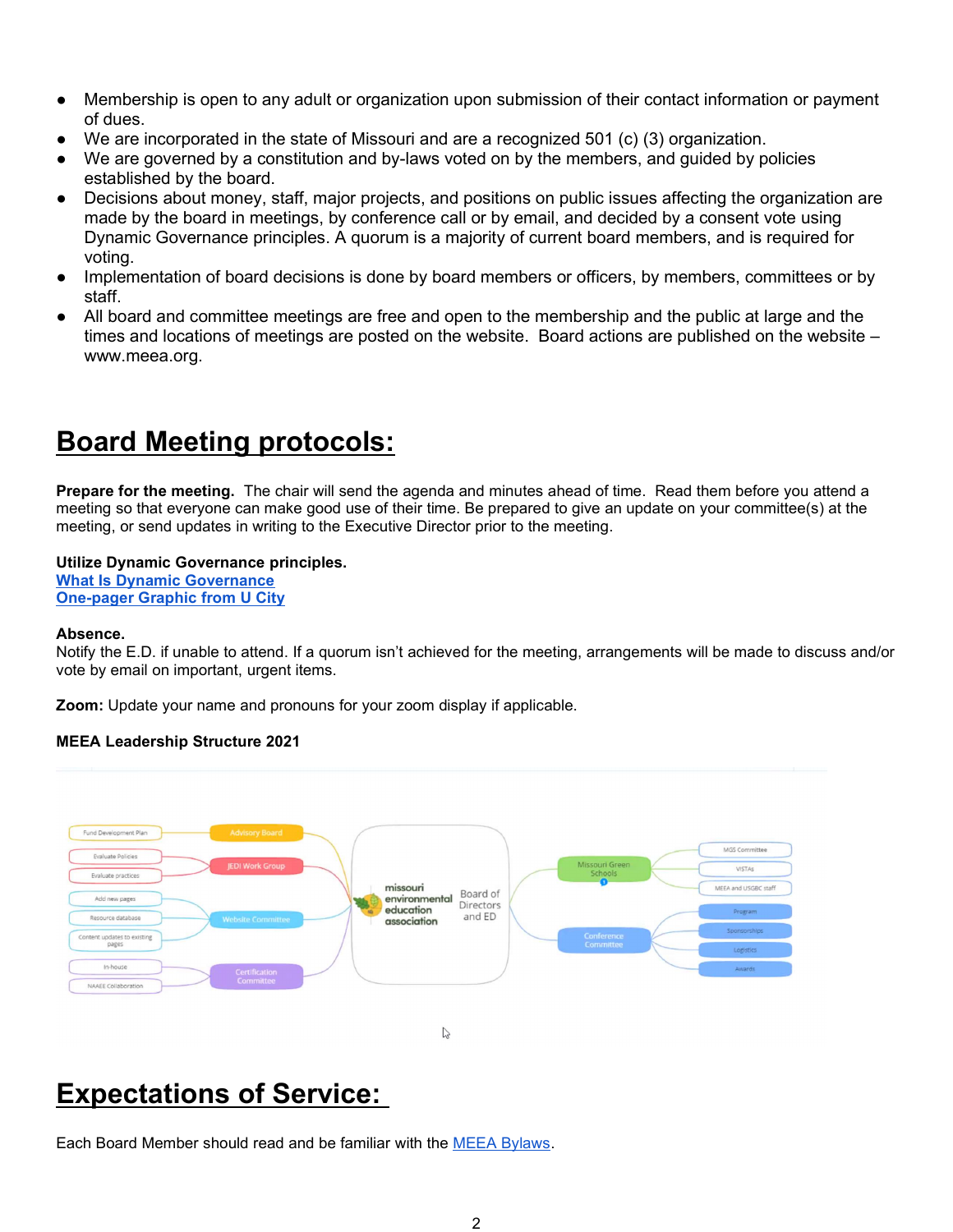- Membership is open to any adult or organization upon submission of their contact information or payment of dues.
- We are incorporated in the state of Missouri and are a recognized 501 (c) (3) organization.
- We are governed by a constitution and by-laws voted on by the members, and guided by policies established by the board.
- Decisions about money, staff, major projects, and positions on public issues affecting the organization are made by the board in meetings, by conference call or by email, and decided by a consent vote using Dynamic Governance principles. A quorum is a majority of current board members, and is required for voting.
- Implementation of board decisions is done by board members or officers, by members, committees or by staff.
- All board and committee meetings are free and open to the membership and the public at large and the times and locations of meetings are posted on the website. Board actions are published on the website – www.meea.org.

# Board Meeting protocols:

**Prepare for the meeting.** The chair will send the agenda and minutes ahead of time. Read them before you attend a meeting so that everyone can make good use of their time. Be prepared to give an update on your committee(s) at the meeting, or send updates in writing to the Executive Director prior to the meeting.

**Utilize Dynamic Governance principles.**
[What Is Dynamic Governance](#)
[One-pager Graphic from U City](#)

**Absence.**
Notify the E.D. if unable to attend. If a quorum isn't achieved for the meeting, arrangements will be made to discuss and/or vote by email on important, urgent items.

**Zoom:** Update your name and pronouns for your zoom display if applicable.

**MEEA Leadership Structure 2021**

- missouri environmental education association — Board of Directors and ED
  - Advisory Board
    - Fund Development Plan
  - JEDI Work Group
    - Evaluate Policies
    - Evaluate practices
  - Website Committee
    - Add new pages
    - Resource database
    - Content updates to existing pages
  - Certification Committee
    - In-house
    - NAAEE Collaboration
  - Missouri Green Schools
    - MGS Committee
    - VISTAs
    - MEEA and USGBC staff
  - Conference Committee
    - Program
    - Sponsorships
    - Logistics
    - Awards

# Expectations of Service:

Each Board Member should read and be familiar with the [MEEA Bylaws](#).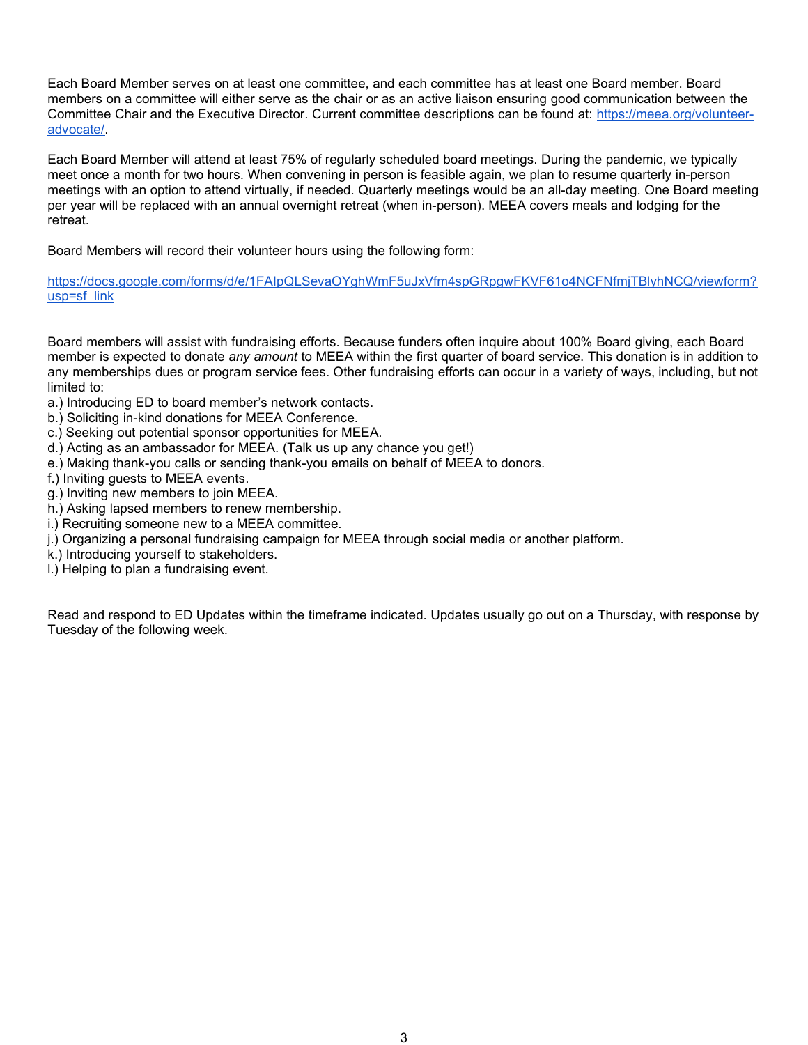Each Board Member serves on at least one committee, and each committee has at least one Board member. Board members on a committee will either serve as the chair or as an active liaison ensuring good communication between the Committee Chair and the Executive Director. Current committee descriptions can be found at: https://meea.org/volunteer-advocate/.

Each Board Member will attend at least 75% of regularly scheduled board meetings. During the pandemic, we typically meet once a month for two hours. When convening in person is feasible again, we plan to resume quarterly in-person meetings with an option to attend virtually, if needed. Quarterly meetings would be an all-day meeting. One Board meeting per year will be replaced with an annual overnight retreat (when in-person). MEEA covers meals and lodging for the retreat.

Board Members will record their volunteer hours using the following form:

https://docs.google.com/forms/d/e/1FAIpQLSevaOYghWmF5uJxVfm4spGRpgwFKVF61o4NCFNfmjTBlyhNCQ/viewform?usp=sf_link

Board members will assist with fundraising efforts. Because funders often inquire about 100% Board giving, each Board member is expected to donate *any amount* to MEEA within the first quarter of board service. This donation is in addition to any memberships dues or program service fees. Other fundraising efforts can occur in a variety of ways, including, but not limited to:

a.) Introducing ED to board member's network contacts.
b.) Soliciting in-kind donations for MEEA Conference.
c.) Seeking out potential sponsor opportunities for MEEA.
d.) Acting as an ambassador for MEEA. (Talk us up any chance you get!)
e.) Making thank-you calls or sending thank-you emails on behalf of MEEA to donors.
f.) Inviting guests to MEEA events.
g.) Inviting new members to join MEEA.
h.) Asking lapsed members to renew membership.
i.) Recruiting someone new to a MEEA committee.
j.) Organizing a personal fundraising campaign for MEEA through social media or another platform.
k.) Introducing yourself to stakeholders.
l.) Helping to plan a fundraising event.

Read and respond to ED Updates within the timeframe indicated. Updates usually go out on a Thursday, with response by Tuesday of the following week.